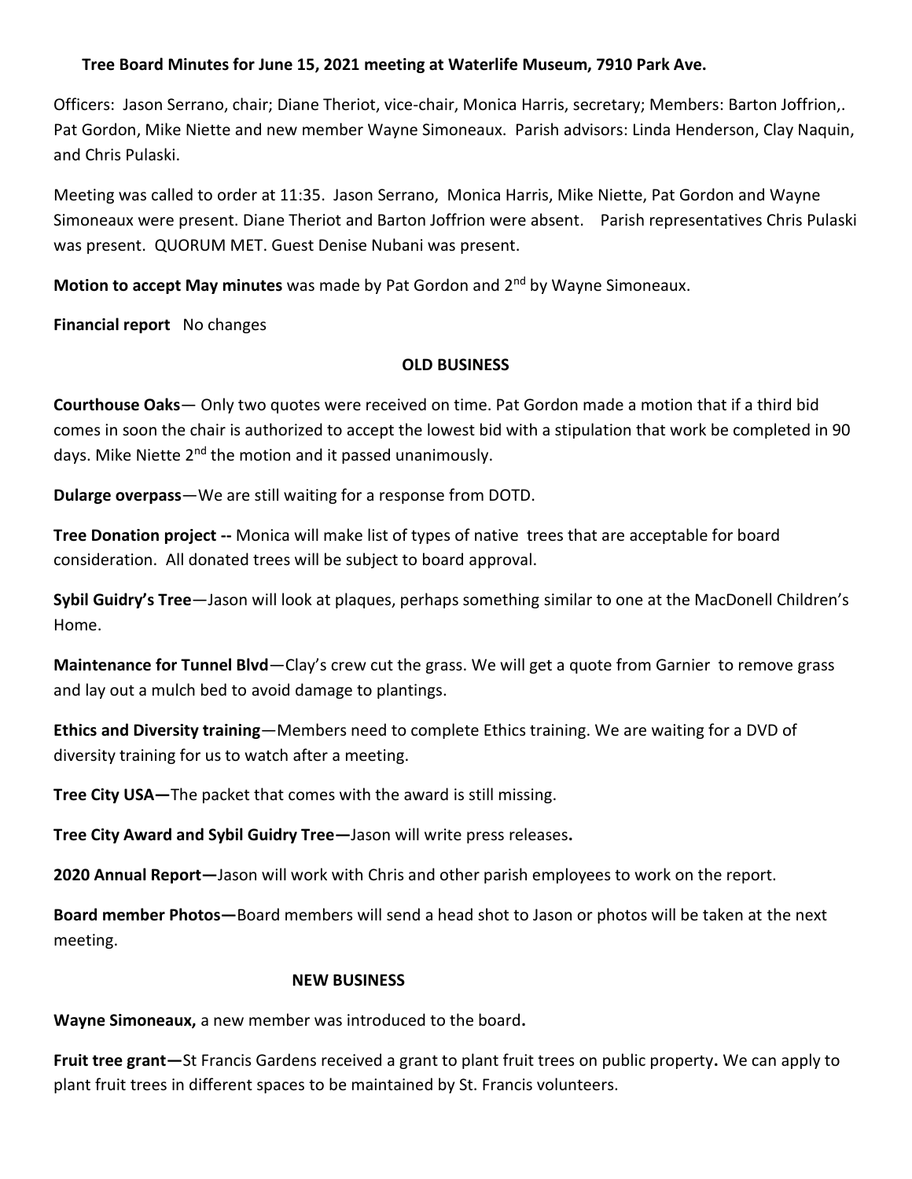**Tree Board Minutes for June 15, 2021 meeting at Waterlife Museum, 7910 Park Ave.**

Officers: Jason Serrano, chair; Diane Theriot, vice-chair, Monica Harris, secretary; Members: Barton Joffrion,. Pat Gordon, Mike Niette and new member Wayne Simoneaux. Parish advisors: Linda Henderson, Clay Naquin, and Chris Pulaski.

Meeting was called to order at 11:35. Jason Serrano, Monica Harris, Mike Niette, Pat Gordon and Wayne Simoneaux were present. Diane Theriot and Barton Joffrion were absent. Parish representatives Chris Pulaski was present. QUORUM MET. Guest Denise Nubani was present.

**Motion to accept May minutes** was made by Pat Gordon and 2nd by Wayne Simoneaux.

**Financial report** No changes

## OLD BUSINESS

**Courthouse Oaks**— Only two quotes were received on time. Pat Gordon made a motion that if a third bid comes in soon the chair is authorized to accept the lowest bid with a stipulation that work be completed in 90 days. Mike Niette 2nd the motion and it passed unanimously.

**Dularge overpass**—We are still waiting for a response from DOTD.

**Tree Donation project --** Monica will make list of types of native trees that are acceptable for board consideration. All donated trees will be subject to board approval.

**Sybil Guidry's Tree**—Jason will look at plaques, perhaps something similar to one at the MacDonell Children's Home.

**Maintenance for Tunnel Blvd**—Clay's crew cut the grass. We will get a quote from Garnier to remove grass and lay out a mulch bed to avoid damage to plantings.

**Ethics and Diversity training**—Members need to complete Ethics training. We are waiting for a DVD of diversity training for us to watch after a meeting.

**Tree City USA—**The packet that comes with the award is still missing.

**Tree City Award and Sybil Guidry Tree—**Jason will write press releases**.**

**2020 Annual Report—**Jason will work with Chris and other parish employees to work on the report.

**Board member Photos—**Board members will send a head shot to Jason or photos will be taken at the next meeting.

## NEW BUSINESS

**Wayne Simoneaux,** a new member was introduced to the board**.**

**Fruit tree grant—**St Francis Gardens received a grant to plant fruit trees on public property**.** We can apply to plant fruit trees in different spaces to be maintained by St. Francis volunteers.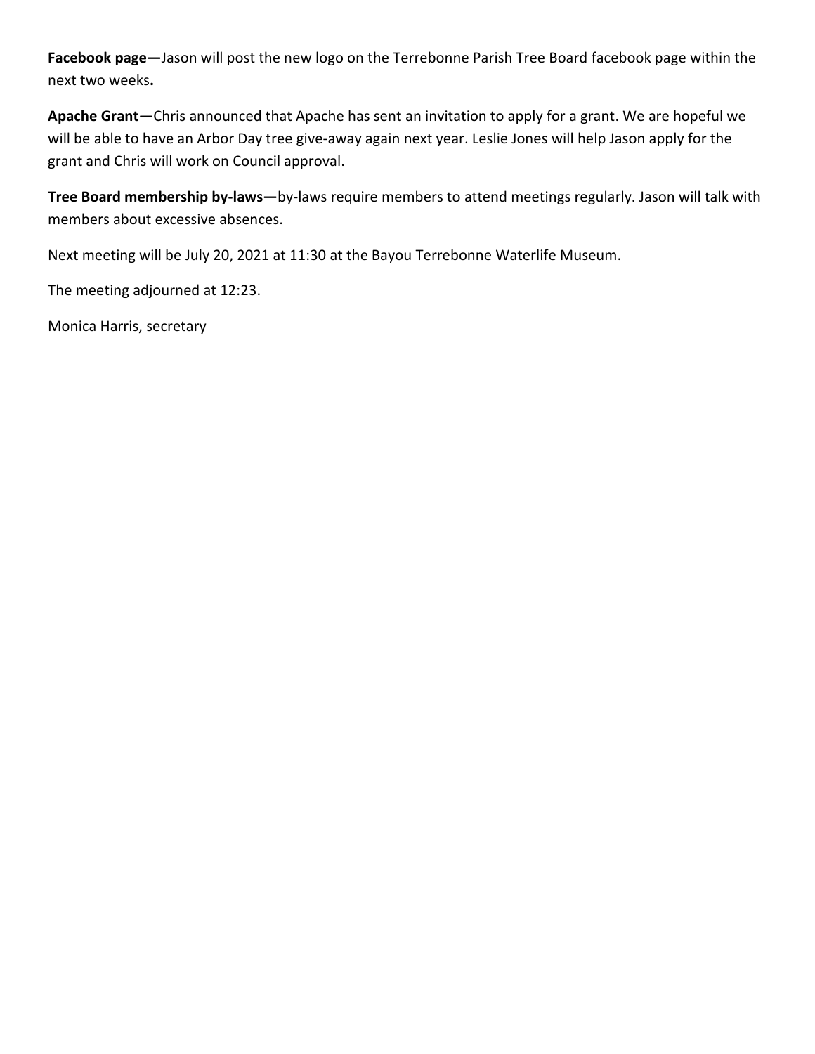**Facebook page—**Jason will post the new logo on the Terrebonne Parish Tree Board facebook page within the next two weeks**.**

**Apache Grant—**Chris announced that Apache has sent an invitation to apply for a grant. We are hopeful we will be able to have an Arbor Day tree give-away again next year. Leslie Jones will help Jason apply for the grant and Chris will work on Council approval.

**Tree Board membership by-laws—**by-laws require members to attend meetings regularly. Jason will talk with members about excessive absences.

Next meeting will be July 20, 2021 at 11:30 at the Bayou Terrebonne Waterlife Museum.

The meeting adjourned at 12:23.

Monica Harris, secretary